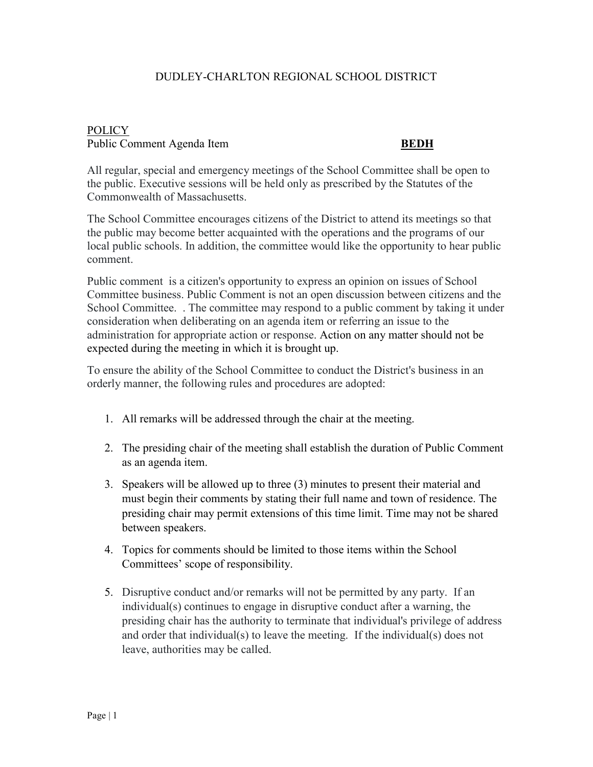# DUDLEY-CHARLTON REGIONAL SCHOOL DISTRICT

POLICY

Public Comment Agenda Item **BEDH**

All regular, special and emergency meetings of the School Committee shall be open to the public. Executive sessions will be held only as prescribed by the Statutes of the Commonwealth of Massachusetts.

The School Committee encourages citizens of the District to attend its meetings so that the public may become better acquainted with the operations and the programs of our local public schools. In addition, the committee would like the opportunity to hear public comment.

Public comment is a citizen's opportunity to express an opinion on issues of School Committee business. Public Comment is not an open discussion between citizens and the School Committee. . The committee may respond to a public comment by taking it under consideration when deliberating on an agenda item or referring an issue to the administration for appropriate action or response. Action on any matter should not be expected during the meeting in which it is brought up.

To ensure the ability of the School Committee to conduct the District's business in an orderly manner, the following rules and procedures are adopted:

1. All remarks will be addressed through the chair at the meeting.
2. The presiding chair of the meeting shall establish the duration of Public Comment as an agenda item.
3. Speakers will be allowed up to three (3) minutes to present their material and must begin their comments by stating their full name and town of residence. The presiding chair may permit extensions of this time limit. Time may not be shared between speakers.
4. Topics for comments should be limited to those items within the School Committees' scope of responsibility.
5. Disruptive conduct and/or remarks will not be permitted by any party. If an individual(s) continues to engage in disruptive conduct after a warning, the presiding chair has the authority to terminate that individual's privilege of address and order that individual(s) to leave the meeting. If the individual(s) does not leave, authorities may be called.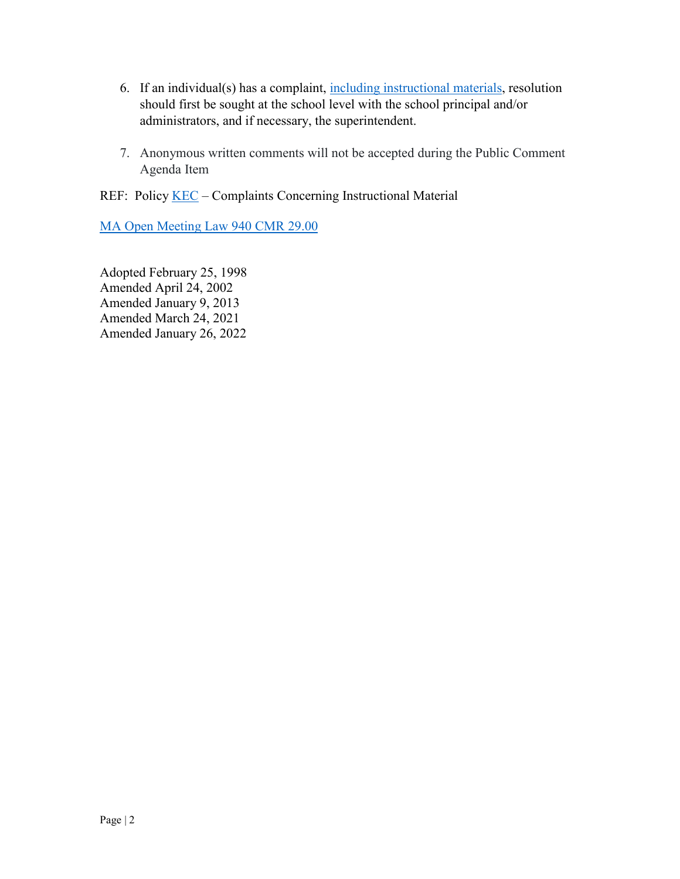6. If an individual(s) has a complaint, including instructional materials, resolution should first be sought at the school level with the school principal and/or administrators, and if necessary, the superintendent.

7. Anonymous written comments will not be accepted during the Public Comment Agenda Item

REF: Policy KEC – Complaints Concerning Instructional Material

MA Open Meeting Law 940 CMR 29.00

Adopted February 25, 1998
Amended April 24, 2002
Amended January 9, 2013
Amended March 24, 2021
Amended January 26, 2022